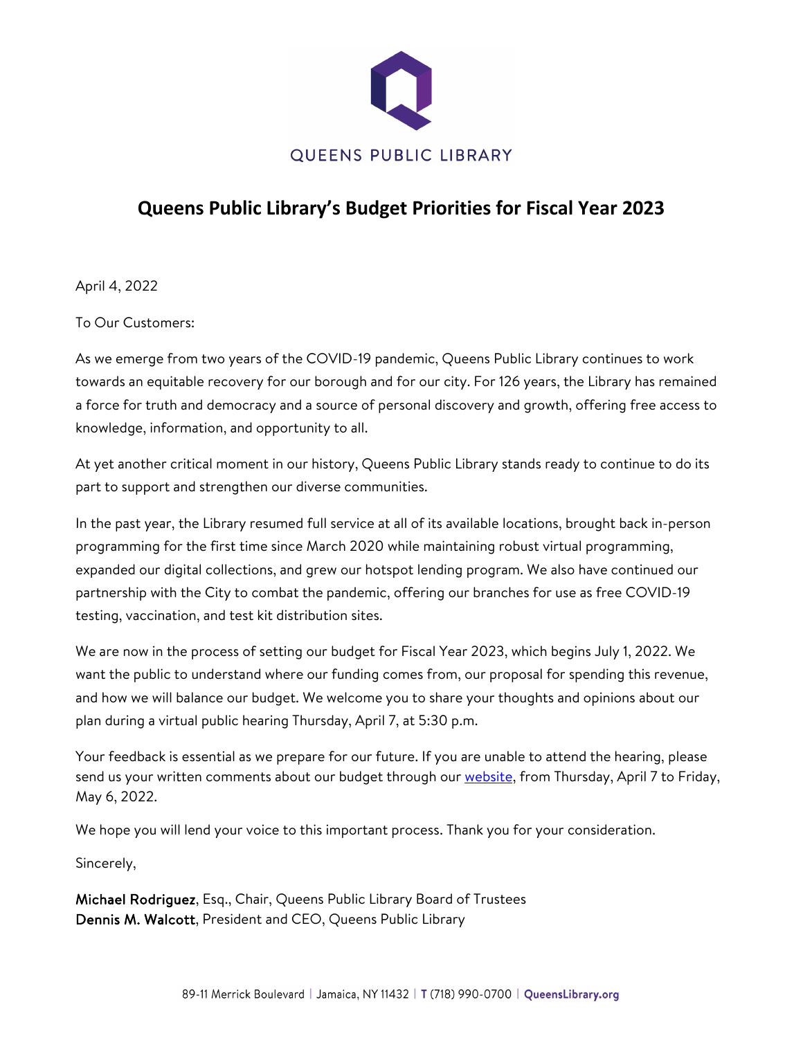QUEENS PUBLIC LIBRARY

# Queens Public Library's Budget Priorities for Fiscal Year 2023

April 4, 2022

To Our Customers:

As we emerge from two years of the COVID-19 pandemic, Queens Public Library continues to work towards an equitable recovery for our borough and for our city. For 126 years, the Library has remained a force for truth and democracy and a source of personal discovery and growth, offering free access to knowledge, information, and opportunity to all.

At yet another critical moment in our history, Queens Public Library stands ready to continue to do its part to support and strengthen our diverse communities.

In the past year, the Library resumed full service at all of its available locations, brought back in-person programming for the first time since March 2020 while maintaining robust virtual programming, expanded our digital collections, and grew our hotspot lending program. We also have continued our partnership with the City to combat the pandemic, offering our branches for use as free COVID-19 testing, vaccination, and test kit distribution sites.

We are now in the process of setting our budget for Fiscal Year 2023, which begins July 1, 2022. We want the public to understand where our funding comes from, our proposal for spending this revenue, and how we will balance our budget. We welcome you to share your thoughts and opinions about our plan during a virtual public hearing Thursday, April 7, at 5:30 p.m.

Your feedback is essential as we prepare for our future. If you are unable to attend the hearing, please send us your written comments about our budget through our website, from Thursday, April 7 to Friday, May 6, 2022.

We hope you will lend your voice to this important process. Thank you for your consideration.

Sincerely,

**Michael Rodriguez**, Esq., Chair, Queens Public Library Board of Trustees
**Dennis M. Walcott**, President and CEO, Queens Public Library

89-11 Merrick Boulevard | Jamaica, NY 11432 | T (718) 990-0700 | QueensLibrary.org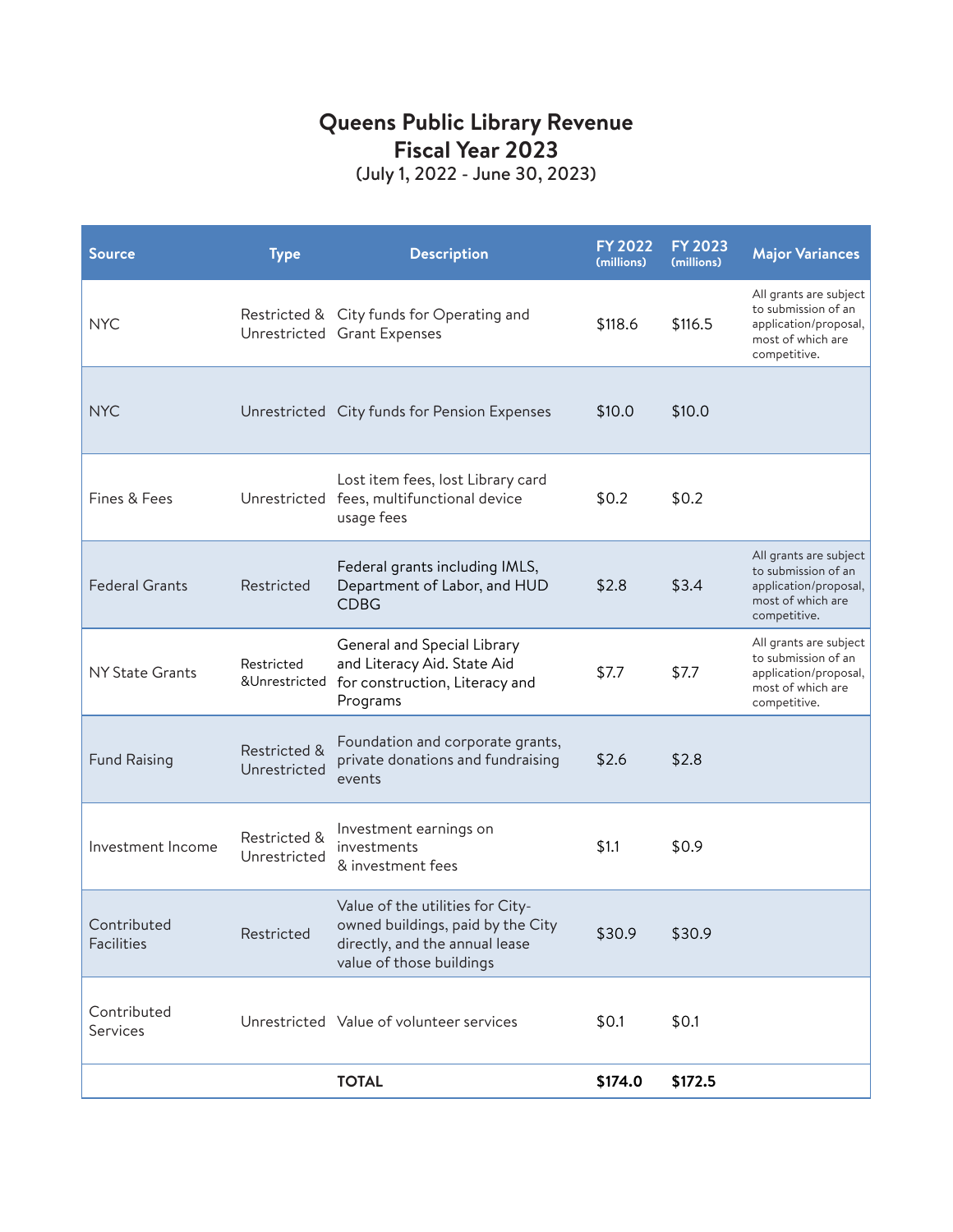# Queens Public Library Revenue
# Fiscal Year 2023

(July 1, 2022 - June 30, 2023)

| Source | Type | Description | FY 2022 (millions) | FY 2023 (millions) | Major Variances |
|---|---|---|---|---|---|
| NYC | Restricted & Unrestricted | City funds for Operating and Grant Expenses | $118.6 | $116.5 | All grants are subject to submission of an application/proposal, most of which are competitive. |
| NYC | Unrestricted | City funds for Pension Expenses | $10.0 | $10.0 | |
| Fines & Fees | Unrestricted | Lost item fees, lost Library card fees, multifunctional device usage fees | $0.2 | $0.2 | |
| Federal Grants | Restricted | Federal grants including IMLS, Department of Labor, and HUD CDBG | $2.8 | $3.4 | All grants are subject to submission of an application/proposal, most of which are competitive. |
| NY State Grants | Restricted &Unrestricted | General and Special Library and Literacy Aid. State Aid for construction, Literacy and Programs | $7.7 | $7.7 | All grants are subject to submission of an application/proposal, most of which are competitive. |
| Fund Raising | Restricted & Unrestricted | Foundation and corporate grants, private donations and fundraising events | $2.6 | $2.8 | |
| Investment Income | Restricted & Unrestricted | Investment earnings on investments & investment fees | $1.1 | $0.9 | |
| Contributed Facilities | Restricted | Value of the utilities for City-owned buildings, paid by the City directly, and the annual lease value of those buildings | $30.9 | $30.9 | |
| Contributed Services | Unrestricted | Value of volunteer services | $0.1 | $0.1 | |
| | | **TOTAL** | **$174.0** | **$172.5** | |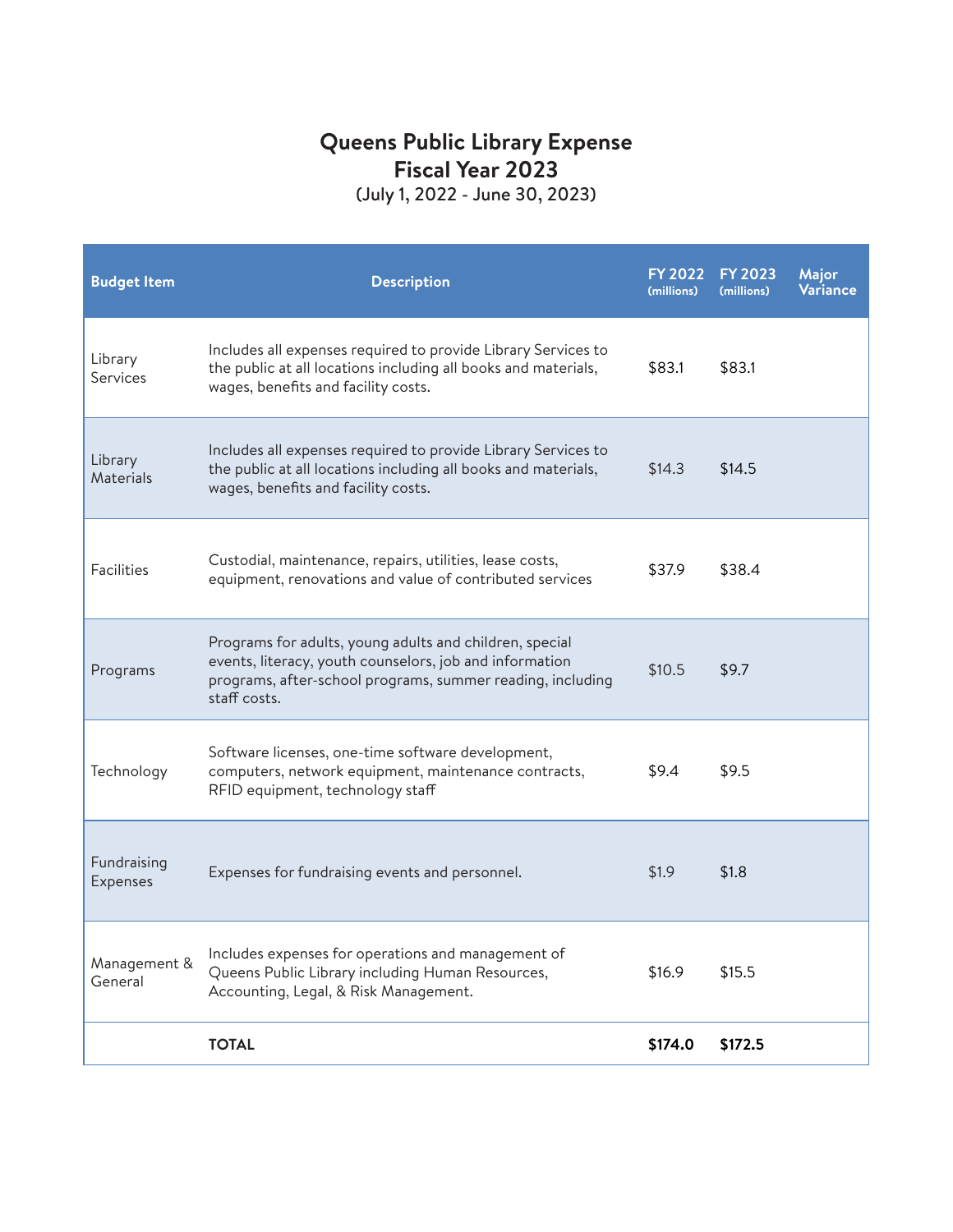# Queens Public Library Expense
## Fiscal Year 2023
(July 1, 2022 - June 30, 2023)

| Budget Item | Description | FY 2022 (millions) | FY 2023 (millions) | Major Variance |
|---|---|---|---|---|
| Library Services | Includes all expenses required to provide Library Services to the public at all locations including all books and materials, wages, benefits and facility costs. | $83.1 | $83.1 | |
| Library Materials | Includes all expenses required to provide Library Services to the public at all locations including all books and materials, wages, benefits and facility costs. | $14.3 | $14.5 | |
| Facilities | Custodial, maintenance, repairs, utilities, lease costs, equipment, renovations and value of contributed services | $37.9 | $38.4 | |
| Programs | Programs for adults, young adults and children, special events, literacy, youth counselors, job and information programs, after-school programs, summer reading, including staff costs. | $10.5 | $9.7 | |
| Technology | Software licenses, one-time software development, computers, network equipment, maintenance contracts, RFID equipment, technology staff | $9.4 | $9.5 | |
| Fundraising Expenses | Expenses for fundraising events and personnel. | $1.9 | $1.8 | |
| Management & General | Includes expenses for operations and management of Queens Public Library including Human Resources, Accounting, Legal, & Risk Management. | $16.9 | $15.5 | |
| | **TOTAL** | **$174.0** | **$172.5** | |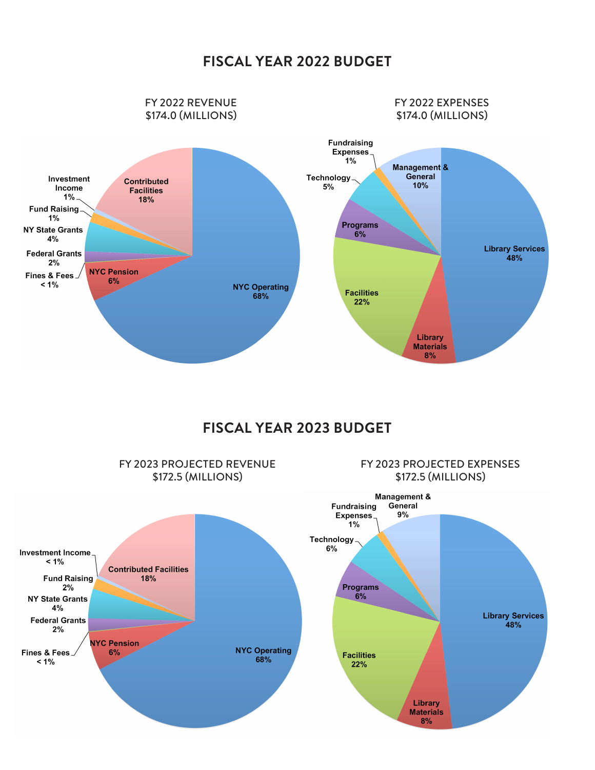# FISCAL YEAR 2022 BUDGET

## FY 2022 REVENUE
$174.0 (MILLIONS)

Contributed Facilities 18%
Investment Income 1%
Fund Raising 1%
NY State Grants 4%
Federal Grants 2%
Fines & Fees < 1%
NYC Pension 6%
NYC Operating 68%

## FY 2022 EXPENSES
$174.0 (MILLIONS)

Fundraising Expenses 1%
Management & General 10%
Technology 5%
Programs 6%
Library Services 48%
Facilities 22%
Library Materials 8%

# FISCAL YEAR 2023 BUDGET

## FY 2023 PROJECTED REVENUE
$172.5 (MILLIONS)

Investment Income < 1%
Fund Raising 2%
Contributed Facilities 18%
NY State Grants 4%
Federal Grants 2%
Fines & Fees < 1%
NYC Pension 6%
NYC Operating 68%

## FY 2023 PROJECTED EXPENSES
$172.5 (MILLIONS)

Management & General 9%
Fundraising Expenses 1%
Technology 6%
Programs 6%
Library Services 48%
Facilities 22%
Library Materials 8%